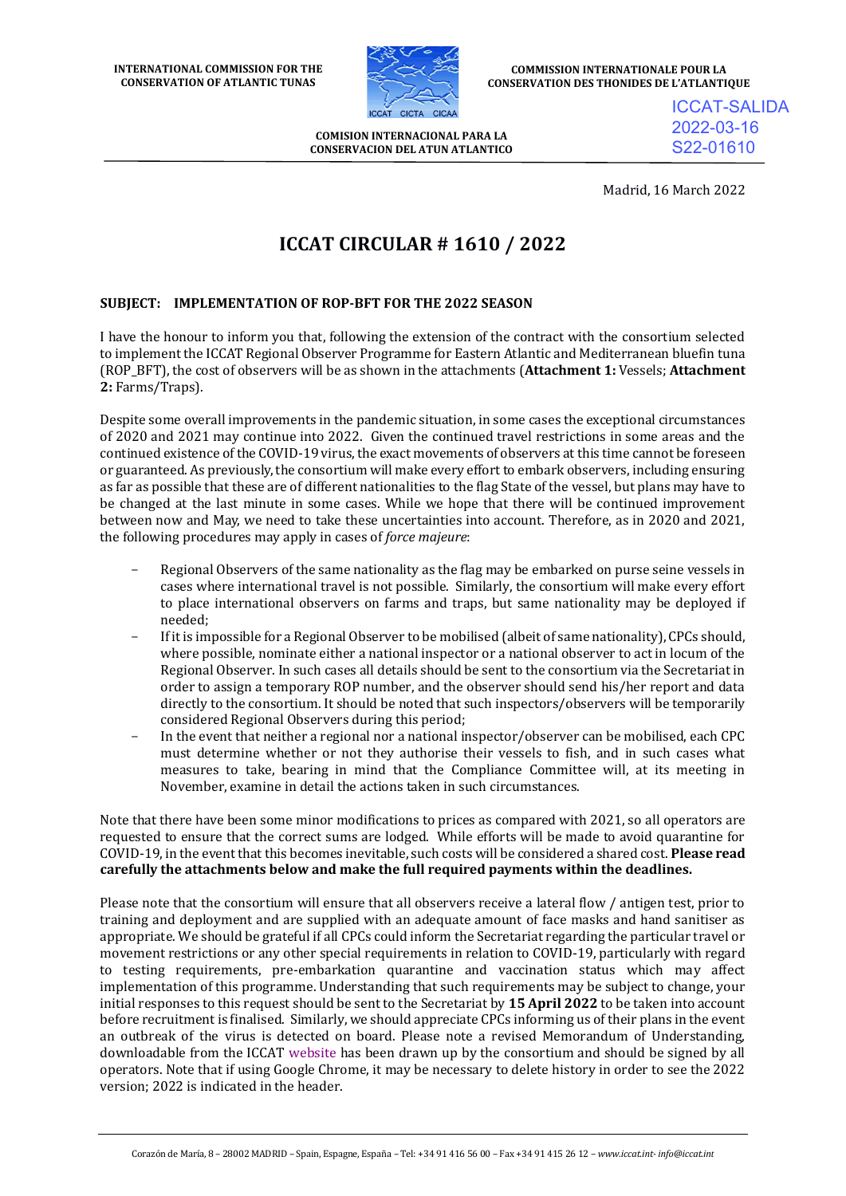INTERNATIONAL COMMISSION FOR THE CONSERVATION OF ATLANTIC TUNAS

COMMISSION INTERNATIONALE POUR LA CONSERVATION DES THONIDES DE L'ATLANTIQUE

COMISION INTERNACIONAL PARA LA CONSERVACION DEL ATUN ATLANTICO

ICCAT-SALIDA
2022-03-16
S22-01610

Madrid, 16 March 2022

# ICCAT CIRCULAR # 1610 / 2022

**SUBJECT: IMPLEMENTATION OF ROP-BFT FOR THE 2022 SEASON**

I have the honour to inform you that, following the extension of the contract with the consortium selected to implement the ICCAT Regional Observer Programme for Eastern Atlantic and Mediterranean bluefin tuna (ROP_BFT), the cost of observers will be as shown in the attachments (**Attachment 1:** Vessels; **Attachment 2:** Farms/Traps).

Despite some overall improvements in the pandemic situation, in some cases the exceptional circumstances of 2020 and 2021 may continue into 2022. Given the continued travel restrictions in some areas and the continued existence of the COVID-19 virus, the exact movements of observers at this time cannot be foreseen or guaranteed. As previously, the consortium will make every effort to embark observers, including ensuring as far as possible that these are of different nationalities to the flag State of the vessel, but plans may have to be changed at the last minute in some cases. While we hope that there will be continued improvement between now and May, we need to take these uncertainties into account. Therefore, as in 2020 and 2021, the following procedures may apply in cases of *force majeure*:

- Regional Observers of the same nationality as the flag may be embarked on purse seine vessels in cases where international travel is not possible. Similarly, the consortium will make every effort to place international observers on farms and traps, but same nationality may be deployed if needed;
- If it is impossible for a Regional Observer to be mobilised (albeit of same nationality), CPCs should, where possible, nominate either a national inspector or a national observer to act in locum of the Regional Observer. In such cases all details should be sent to the consortium via the Secretariat in order to assign a temporary ROP number, and the observer should send his/her report and data directly to the consortium. It should be noted that such inspectors/observers will be temporarily considered Regional Observers during this period;
- In the event that neither a regional nor a national inspector/observer can be mobilised, each CPC must determine whether or not they authorise their vessels to fish, and in such cases what measures to take, bearing in mind that the Compliance Committee will, at its meeting in November, examine in detail the actions taken in such circumstances.

Note that there have been some minor modifications to prices as compared with 2021, so all operators are requested to ensure that the correct sums are lodged. While efforts will be made to avoid quarantine for COVID-19, in the event that this becomes inevitable, such costs will be considered a shared cost. **Please read carefully the attachments below and make the full required payments within the deadlines.**

Please note that the consortium will ensure that all observers receive a lateral flow / antigen test, prior to training and deployment and are supplied with an adequate amount of face masks and hand sanitiser as appropriate. We should be grateful if all CPCs could inform the Secretariat regarding the particular travel or movement restrictions or any other special requirements in relation to COVID-19, particularly with regard to testing requirements, pre-embarkation quarantine and vaccination status which may affect implementation of this programme. Understanding that such requirements may be subject to change, your initial responses to this request should be sent to the Secretariat by **15 April 2022** to be taken into account before recruitment is finalised. Similarly, we should appreciate CPCs informing us of their plans in the event an outbreak of the virus is detected on board. Please note a revised Memorandum of Understanding, downloadable from the ICCAT website has been drawn up by the consortium and should be signed by all operators. Note that if using Google Chrome, it may be necessary to delete history in order to see the 2022 version; 2022 is indicated in the header.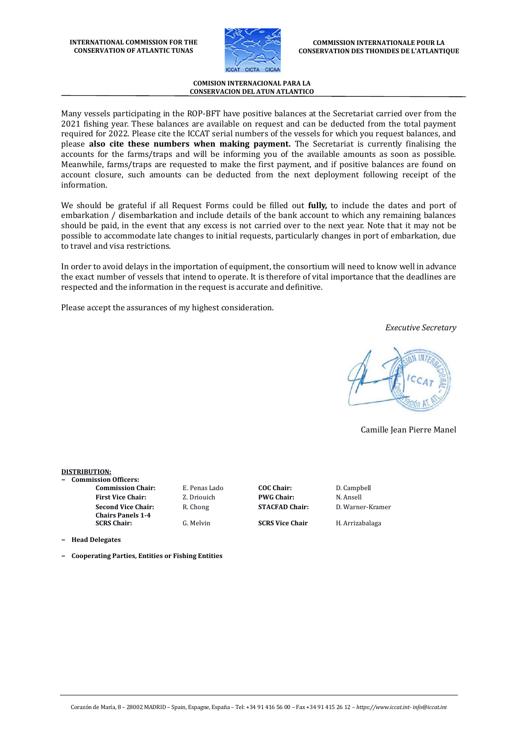Many vessels participating in the ROP-BFT have positive balances at the Secretariat carried over from the 2021 fishing year. These balances are available on request and can be deducted from the total payment required for 2022. Please cite the ICCAT serial numbers of the vessels for which you request balances, and please **also cite these numbers when making payment.** The Secretariat is currently finalising the accounts for the farms/traps and will be informing you of the available amounts as soon as possible. Meanwhile, farms/traps are requested to make the first payment, and if positive balances are found on account closure, such amounts can be deducted from the next deployment following receipt of the information.

We should be grateful if all Request Forms could be filled out **fully,** to include the dates and port of embarkation / disembarkation and include details of the bank account to which any remaining balances should be paid, in the event that any excess is not carried over to the next year. Note that it may not be possible to accommodate late changes to initial requests, particularly changes in port of embarkation, due to travel and visa restrictions.

In order to avoid delays in the importation of equipment, the consortium will need to know well in advance the exact number of vessels that intend to operate. It is therefore of vital importance that the deadlines are respected and the information in the request is accurate and definitive.

Please accept the assurances of my highest consideration.

*Executive Secretary*

Camille Jean Pierre Manel

**DISTRIBUTION:**

- **Commission Officers:**

| | | | |
|---|---|---|---|
| **Commission Chair:** | E. Penas Lado | **COC Chair:** | D. Campbell |
| **First Vice Chair:** | Z. Driouich | **PWG Chair:** | N. Ansell |
| **Second Vice Chair:** | R. Chong | **STACFAD Chair:** | D. Warner-Kramer |
| **Chairs Panels 1-4** | | | |
| **SCRS Chair:** | G. Melvin | **SCRS Vice Chair** | H. Arrizabalaga |

- **Head Delegates**
- **Cooperating Parties, Entities or Fishing Entities**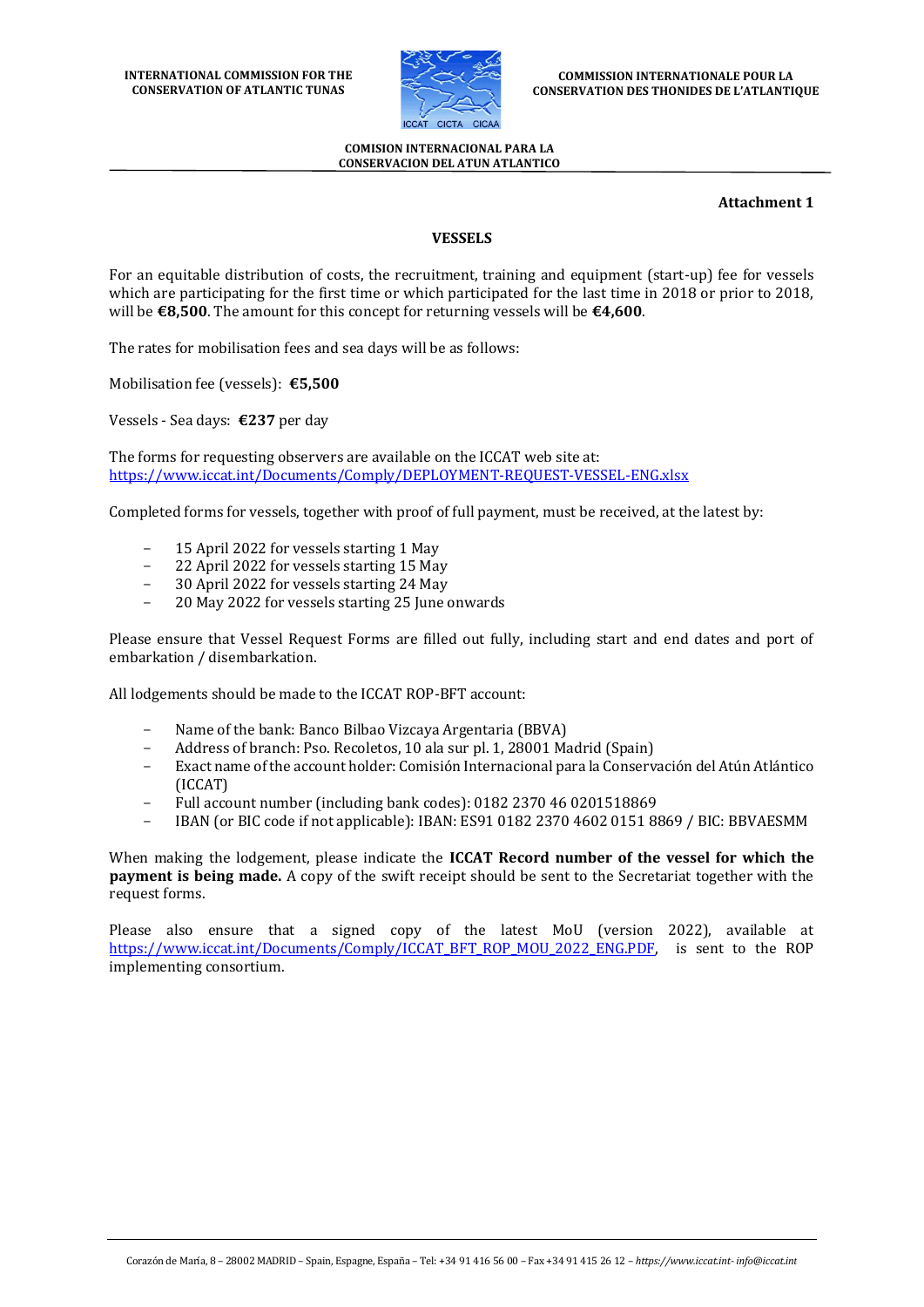**Attachment 1**

## VESSELS

For an equitable distribution of costs, the recruitment, training and equipment (start-up) fee for vessels which are participating for the first time or which participated for the last time in 2018 or prior to 2018, will be **€8,500**. The amount for this concept for returning vessels will be **€4,600**.

The rates for mobilisation fees and sea days will be as follows:

Mobilisation fee (vessels): **€5,500**

Vessels - Sea days: **€237** per day

The forms for requesting observers are available on the ICCAT web site at:
https://www.iccat.int/Documents/Comply/DEPLOYMENT-REQUEST-VESSEL-ENG.xlsx

Completed forms for vessels, together with proof of full payment, must be received, at the latest by:

- 15 April 2022 for vessels starting 1 May
- 22 April 2022 for vessels starting 15 May
- 30 April 2022 for vessels starting 24 May
- 20 May 2022 for vessels starting 25 June onwards

Please ensure that Vessel Request Forms are filled out fully, including start and end dates and port of embarkation / disembarkation.

All lodgements should be made to the ICCAT ROP-BFT account:

- Name of the bank: Banco Bilbao Vizcaya Argentaria (BBVA)
- Address of branch: Pso. Recoletos, 10 ala sur pl. 1, 28001 Madrid (Spain)
- Exact name of the account holder: Comisión Internacional para la Conservación del Atún Atlántico (ICCAT)
- Full account number (including bank codes): 0182 2370 46 0201518869
- IBAN (or BIC code if not applicable): IBAN: ES91 0182 2370 4602 0151 8869 / BIC: BBVAESMM

When making the lodgement, please indicate the **ICCAT Record number of the vessel for which the payment is being made.** A copy of the swift receipt should be sent to the Secretariat together with the request forms.

Please also ensure that a signed copy of the latest MoU (version 2022), available at https://www.iccat.int/Documents/Comply/ICCAT_BFT_ROP_MOU_2022_ENG.PDF, is sent to the ROP implementing consortium.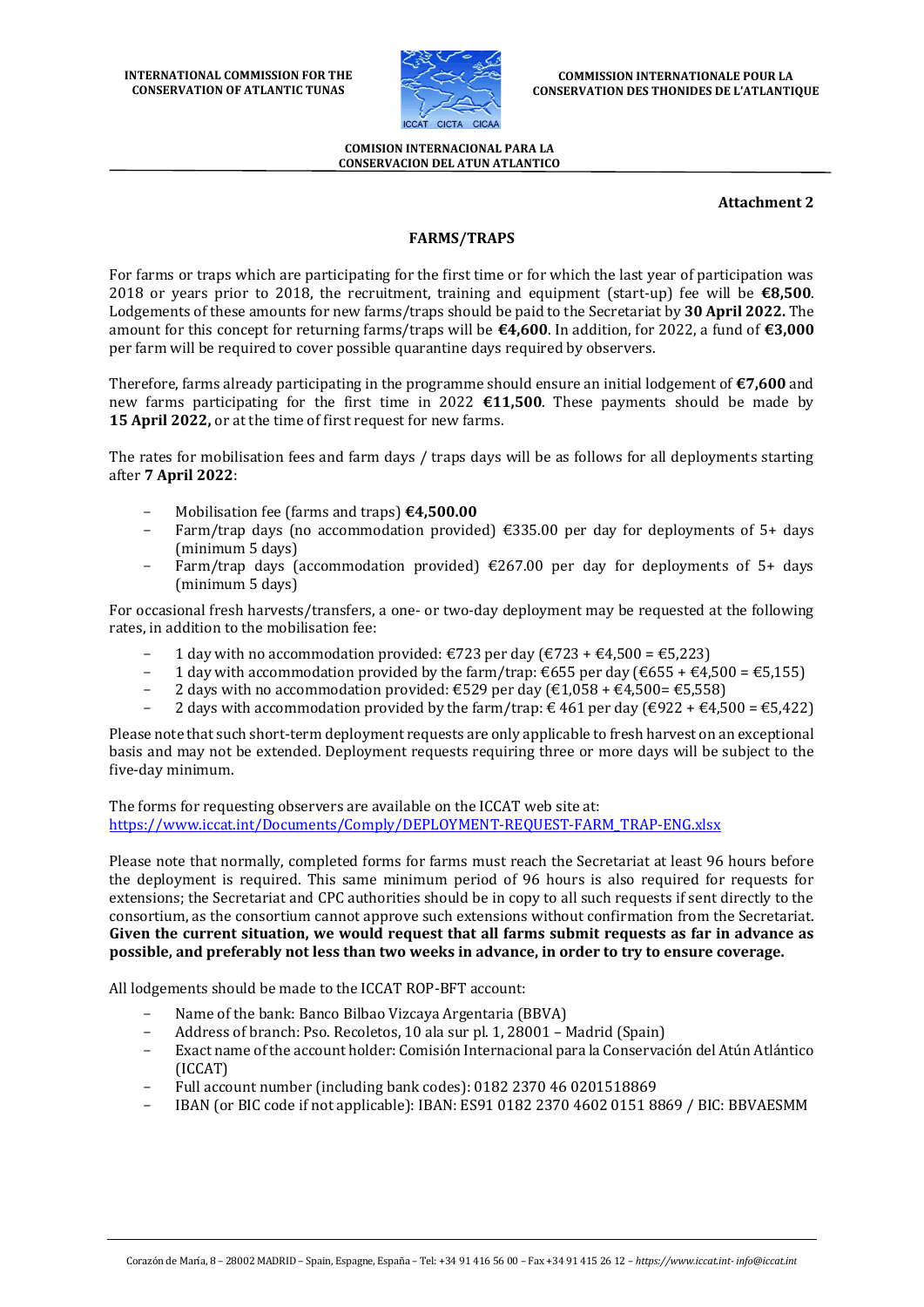**INTERNATIONAL COMMISSION FOR THE CONSERVATION OF ATLANTIC TUNAS**

**COMMISSION INTERNATIONALE POUR LA CONSERVATION DES THONIDES DE L'ATLANTIQUE**

**COMISION INTERNACIONAL PARA LA CONSERVACION DEL ATUN ATLANTICO**

**Attachment 2**

## FARMS/TRAPS

For farms or traps which are participating for the first time or for which the last year of participation was 2018 or years prior to 2018, the recruitment, training and equipment (start-up) fee will be **€8,500**. Lodgements of these amounts for new farms/traps should be paid to the Secretariat by **30 April 2022.** The amount for this concept for returning farms/traps will be **€4,600**. In addition, for 2022, a fund of **€3,000** per farm will be required to cover possible quarantine days required by observers.

Therefore, farms already participating in the programme should ensure an initial lodgement of **€7,600** and new farms participating for the first time in 2022 **€11,500**. These payments should be made by **15 April 2022,** or at the time of first request for new farms.

The rates for mobilisation fees and farm days / traps days will be as follows for all deployments starting after **7 April 2022**:

- Mobilisation fee (farms and traps) **€4,500.00**
- Farm/trap days (no accommodation provided) €335.00 per day for deployments of 5+ days (minimum 5 days)
- Farm/trap days (accommodation provided) €267.00 per day for deployments of 5+ days (minimum 5 days)

For occasional fresh harvests/transfers, a one- or two-day deployment may be requested at the following rates, in addition to the mobilisation fee:

- 1 day with no accommodation provided: €723 per day (€723 + €4,500 = €5,223)
- 1 day with accommodation provided by the farm/trap: €655 per day (€655 + €4,500 = €5,155)
- 2 days with no accommodation provided: €529 per day (€1,058 + €4,500= €5,558)
- 2 days with accommodation provided by the farm/trap: € 461 per day (€922 + €4,500 = €5,422)

Please note that such short-term deployment requests are only applicable to fresh harvest on an exceptional basis and may not be extended. Deployment requests requiring three or more days will be subject to the five-day minimum.

The forms for requesting observers are available on the ICCAT web site at:
https://www.iccat.int/Documents/Comply/DEPLOYMENT-REQUEST-FARM_TRAP-ENG.xlsx

Please note that normally, completed forms for farms must reach the Secretariat at least 96 hours before the deployment is required. This same minimum period of 96 hours is also required for requests for extensions; the Secretariat and CPC authorities should be in copy to all such requests if sent directly to the consortium, as the consortium cannot approve such extensions without confirmation from the Secretariat. **Given the current situation, we would request that all farms submit requests as far in advance as possible, and preferably not less than two weeks in advance, in order to try to ensure coverage.**

All lodgements should be made to the ICCAT ROP-BFT account:

- Name of the bank: Banco Bilbao Vizcaya Argentaria (BBVA)
- Address of branch: Pso. Recoletos, 10 ala sur pl. 1, 28001 – Madrid (Spain)
- Exact name of the account holder: Comisión Internacional para la Conservación del Atún Atlántico (ICCAT)
- Full account number (including bank codes): 0182 2370 46 0201518869
- IBAN (or BIC code if not applicable): IBAN: ES91 0182 2370 4602 0151 8869 / BIC: BBVAESMM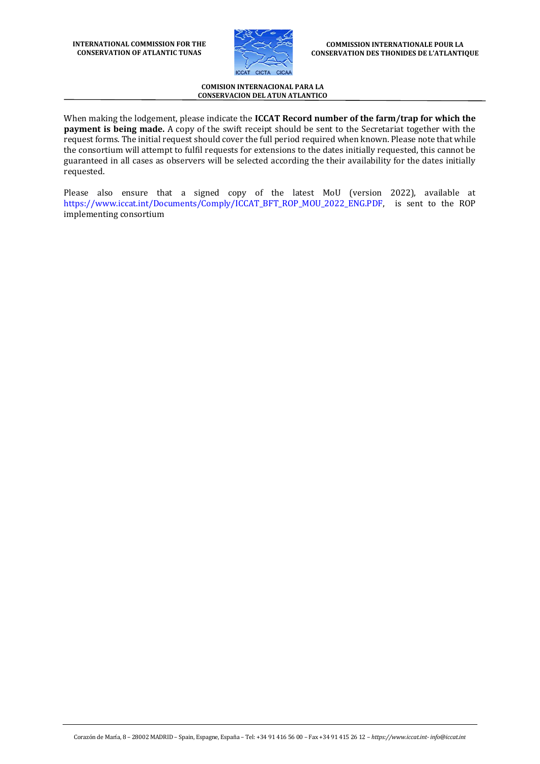When making the lodgement, please indicate the **ICCAT Record number of the farm/trap for which the payment is being made.** A copy of the swift receipt should be sent to the Secretariat together with the request forms. The initial request should cover the full period required when known. Please note that while the consortium will attempt to fulfil requests for extensions to the dates initially requested, this cannot be guaranteed in all cases as observers will be selected according the their availability for the dates initially requested.

Please also ensure that a signed copy of the latest MoU (version 2022), available at https://www.iccat.int/Documents/Comply/ICCAT_BFT_ROP_MOU_2022_ENG.PDF, is sent to the ROP implementing consortium